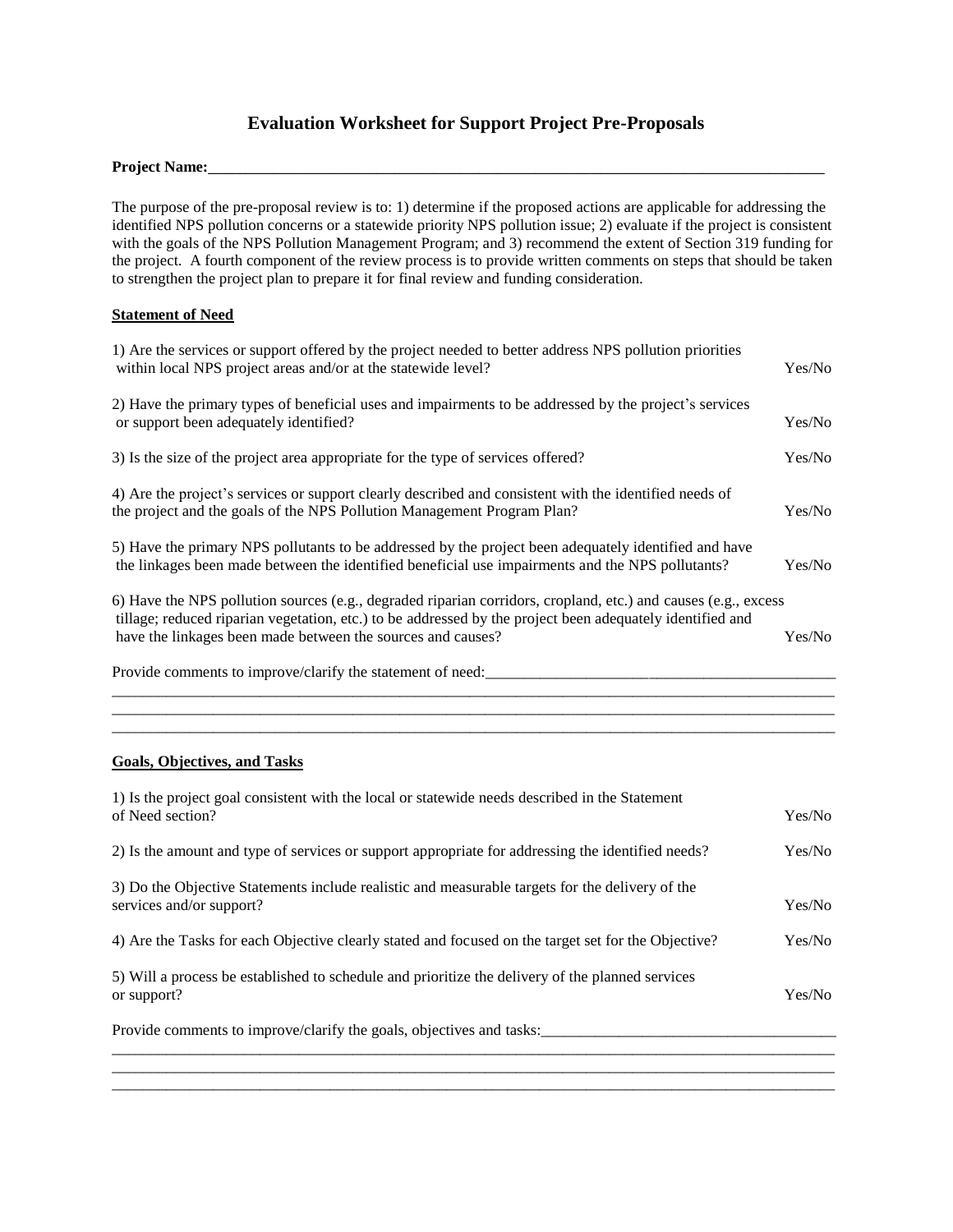# Evaluation Worksheet for Support Project Pre-Proposals

**Project Name:**\_\_\_\_\_\_\_\_\_\_\_\_\_\_\_\_\_\_\_\_\_\_\_\_\_\_\_\_\_\_\_\_\_\_\_\_\_\_\_\_\_\_\_\_\_\_\_\_\_\_\_\_\_\_\_\_\_\_\_\_\_\_\_\_\_\_\_\_\_\_\_\_\_\_

The purpose of the pre-proposal review is to: 1) determine if the proposed actions are applicable for addressing the identified NPS pollution concerns or a statewide priority NPS pollution issue; 2) evaluate if the project is consistent with the goals of the NPS Pollution Management Program; and 3) recommend the extent of Section 319 funding for the project. A fourth component of the review process is to provide written comments on steps that should be taken to strengthen the project plan to prepare it for final review and funding consideration.

## Statement of Need

1) Are the services or support offered by the project needed to better address NPS pollution priorities within local NPS project areas and/or at the statewide level? Yes/No

2) Have the primary types of beneficial uses and impairments to be addressed by the project's services or support been adequately identified? Yes/No

3) Is the size of the project area appropriate for the type of services offered? Yes/No

4) Are the project's services or support clearly described and consistent with the identified needs of the project and the goals of the NPS Pollution Management Program Plan? Yes/No

5) Have the primary NPS pollutants to be addressed by the project been adequately identified and have the linkages been made between the identified beneficial use impairments and the NPS pollutants? Yes/No

6) Have the NPS pollution sources (e.g., degraded riparian corridors, cropland, etc.) and causes (e.g., excess tillage; reduced riparian vegetation, etc.) to be addressed by the project been adequately identified and have the linkages been made between the sources and causes? Yes/No

Provide comments to improve/clarify the statement of need:\_\_\_\_\_\_\_\_\_\_\_\_\_\_\_\_\_\_\_\_\_\_\_\_\_\_\_\_\_\_\_\_\_\_\_\_\_\_\_\_\_\_\_\_
\_\_\_\_\_\_\_\_\_\_\_\_\_\_\_\_\_\_\_\_\_\_\_\_\_\_\_\_\_\_\_\_\_\_\_\_\_\_\_\_\_\_\_\_\_\_\_\_\_\_\_\_\_\_\_\_\_\_\_\_\_\_\_\_\_\_\_\_\_\_\_\_\_\_\_\_\_\_\_\_\_\_\_\_\_\_\_\_\_\_
\_\_\_\_\_\_\_\_\_\_\_\_\_\_\_\_\_\_\_\_\_\_\_\_\_\_\_\_\_\_\_\_\_\_\_\_\_\_\_\_\_\_\_\_\_\_\_\_\_\_\_\_\_\_\_\_\_\_\_\_\_\_\_\_\_\_\_\_\_\_\_\_\_\_\_\_\_\_\_\_\_\_\_\_\_\_\_\_\_\_
\_\_\_\_\_\_\_\_\_\_\_\_\_\_\_\_\_\_\_\_\_\_\_\_\_\_\_\_\_\_\_\_\_\_\_\_\_\_\_\_\_\_\_\_\_\_\_\_\_\_\_\_\_\_\_\_\_\_\_\_\_\_\_\_\_\_\_\_\_\_\_\_\_\_\_\_\_\_\_\_\_\_\_\_\_\_\_\_\_\_

## Goals, Objectives, and Tasks

1) Is the project goal consistent with the local or statewide needs described in the Statement of Need section? Yes/No

2) Is the amount and type of services or support appropriate for addressing the identified needs? Yes/No

3) Do the Objective Statements include realistic and measurable targets for the delivery of the services and/or support? Yes/No

4) Are the Tasks for each Objective clearly stated and focused on the target set for the Objective? Yes/No

5) Will a process be established to schedule and prioritize the delivery of the planned services or support? Yes/No

Provide comments to improve/clarify the goals, objectives and tasks:\_\_\_\_\_\_\_\_\_\_\_\_\_\_\_\_\_\_\_\_\_\_\_\_\_\_\_\_\_\_\_\_\_\_\_\_\_\_
\_\_\_\_\_\_\_\_\_\_\_\_\_\_\_\_\_\_\_\_\_\_\_\_\_\_\_\_\_\_\_\_\_\_\_\_\_\_\_\_\_\_\_\_\_\_\_\_\_\_\_\_\_\_\_\_\_\_\_\_\_\_\_\_\_\_\_\_\_\_\_\_\_\_\_\_\_\_\_\_\_\_\_\_\_\_\_\_\_\_
\_\_\_\_\_\_\_\_\_\_\_\_\_\_\_\_\_\_\_\_\_\_\_\_\_\_\_\_\_\_\_\_\_\_\_\_\_\_\_\_\_\_\_\_\_\_\_\_\_\_\_\_\_\_\_\_\_\_\_\_\_\_\_\_\_\_\_\_\_\_\_\_\_\_\_\_\_\_\_\_\_\_\_\_\_\_\_\_\_\_
\_\_\_\_\_\_\_\_\_\_\_\_\_\_\_\_\_\_\_\_\_\_\_\_\_\_\_\_\_\_\_\_\_\_\_\_\_\_\_\_\_\_\_\_\_\_\_\_\_\_\_\_\_\_\_\_\_\_\_\_\_\_\_\_\_\_\_\_\_\_\_\_\_\_\_\_\_\_\_\_\_\_\_\_\_\_\_\_\_\_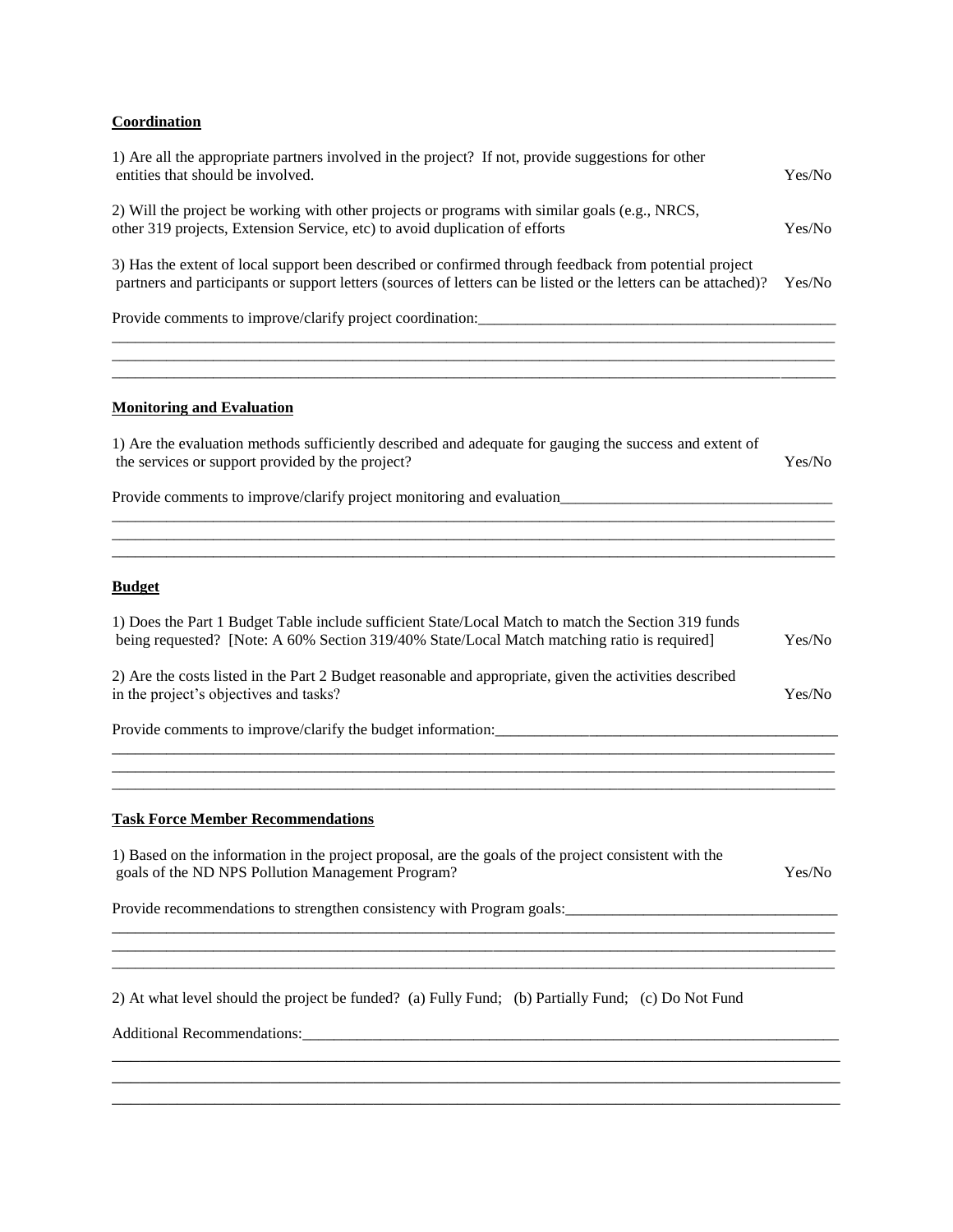**Coordination**

1) Are all the appropriate partners involved in the project? If not, provide suggestions for other entities that should be involved. Yes/No

2) Will the project be working with other projects or programs with similar goals (e.g., NRCS, other 319 projects, Extension Service, etc) to avoid duplication of efforts Yes/No

3) Has the extent of local support been described or confirmed through feedback from potential project partners and participants or support letters (sources of letters can be listed or the letters can be attached)? Yes/No

Provide comments to improve/clarify project coordination:_______________________________________________

___________________________________________________________________________________________

___________________________________________________________________________________________

___________________________________________________________________________________________

**Monitoring and Evaluation**

1) Are the evaluation methods sufficiently described and adequate for gauging the success and extent of the services or support provided by the project? Yes/No

Provide comments to improve/clarify project monitoring and evaluation___________________________________

___________________________________________________________________________________________

___________________________________________________________________________________________

___________________________________________________________________________________________

**Budget**

1) Does the Part 1 Budget Table include sufficient State/Local Match to match the Section 319 funds being requested? [Note: A 60% Section 319/40% State/Local Match matching ratio is required] Yes/No

2) Are the costs listed in the Part 2 Budget reasonable and appropriate, given the activities described in the project's objectives and tasks? Yes/No

Provide comments to improve/clarify the budget information:_____________________________________________

___________________________________________________________________________________________

___________________________________________________________________________________________

___________________________________________________________________________________________

**Task Force Member Recommendations**

1) Based on the information in the project proposal, are the goals of the project consistent with the goals of the ND NPS Pollution Management Program? Yes/No

Provide recommendations to strengthen consistency with Program goals:__________________________________

___________________________________________________________________________________________

___________________________________________________________________________________________

___________________________________________________________________________________________

2) At what level should the project be funded? (a) Fully Fund; (b) Partially Fund; (c) Do Not Fund

Additional Recommendations:______________________________________________________________________

___________________________________________________________________________________________

___________________________________________________________________________________________

___________________________________________________________________________________________